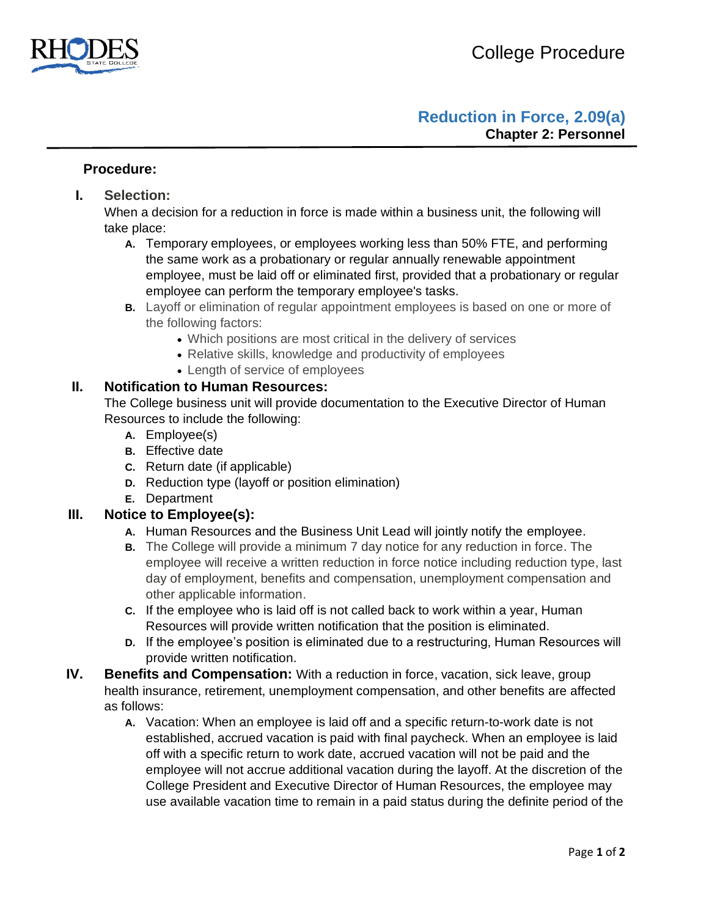# Reduction in Force, 2.09(a)

**Chapter 2: Personnel**

**College Procedure**

## Procedure:

### I. Selection:

When a decision for a reduction in force is made within a business unit, the following will take place:

- **A.** Temporary employees, or employees working less than 50% FTE, and performing the same work as a probationary or regular annually renewable appointment employee, must be laid off or eliminated first, provided that a probationary or regular employee can perform the temporary employee's tasks.
- **B.** Layoff or elimination of regular appointment employees is based on one or more of the following factors:
  - Which positions are most critical in the delivery of services
  - Relative skills, knowledge and productivity of employees
  - Length of service of employees

### II. Notification to Human Resources:

The College business unit will provide documentation to the Executive Director of Human Resources to include the following:

- **A.** Employee(s)
- **B.** Effective date
- **C.** Return date (if applicable)
- **D.** Reduction type (layoff or position elimination)
- **E.** Department

### III. Notice to Employee(s):

- **A.** Human Resources and the Business Unit Lead will jointly notify the employee.
- **B.** The College will provide a minimum 7 day notice for any reduction in force. The employee will receive a written reduction in force notice including reduction type, last day of employment, benefits and compensation, unemployment compensation and other applicable information.
- **C.** If the employee who is laid off is not called back to work within a year, Human Resources will provide written notification that the position is eliminated.
- **D.** If the employee's position is eliminated due to a restructuring, Human Resources will provide written notification.

### IV. Benefits and Compensation:

With a reduction in force, vacation, sick leave, group health insurance, retirement, unemployment compensation, and other benefits are affected as follows:

- **A.** Vacation: When an employee is laid off and a specific return-to-work date is not established, accrued vacation is paid with final paycheck. When an employee is laid off with a specific return to work date, accrued vacation will not be paid and the employee will not accrue additional vacation during the layoff. At the discretion of the College President and Executive Director of Human Resources, the employee may use available vacation time to remain in a paid status during the definite period of the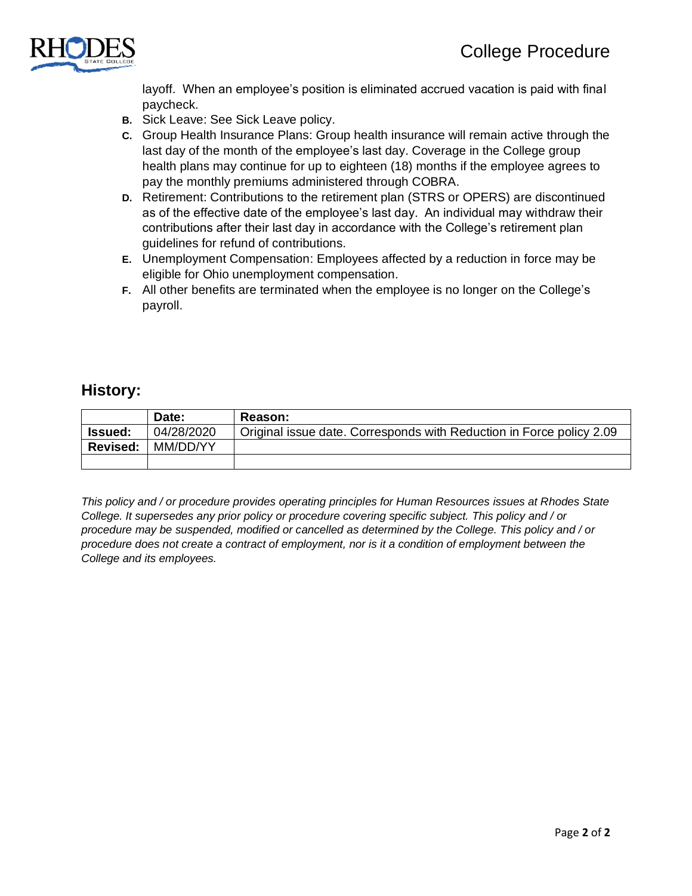layoff. When an employee's position is eliminated accrued vacation is paid with final paycheck.

B. Sick Leave: See Sick Leave policy.

C. Group Health Insurance Plans: Group health insurance will remain active through the last day of the month of the employee's last day. Coverage in the College group health plans may continue for up to eighteen (18) months if the employee agrees to pay the monthly premiums administered through COBRA.

D. Retirement: Contributions to the retirement plan (STRS or OPERS) are discontinued as of the effective date of the employee's last day. An individual may withdraw their contributions after their last day in accordance with the College's retirement plan guidelines for refund of contributions.

E. Unemployment Compensation: Employees affected by a reduction in force may be eligible for Ohio unemployment compensation.

F. All other benefits are terminated when the employee is no longer on the College's payroll.

## History:

| | Date: | Reason: |
|---|---|---|
| **Issued:** | 04/28/2020 | Original issue date. Corresponds with Reduction in Force policy 2.09 |
| **Revised:** | MM/DD/YY | |
| | | |

*This policy and / or procedure provides operating principles for Human Resources issues at Rhodes State College. It supersedes any prior policy or procedure covering specific subject. This policy and / or procedure may be suspended, modified or cancelled as determined by the College. This policy and / or procedure does not create a contract of employment, nor is it a condition of employment between the College and its employees.*